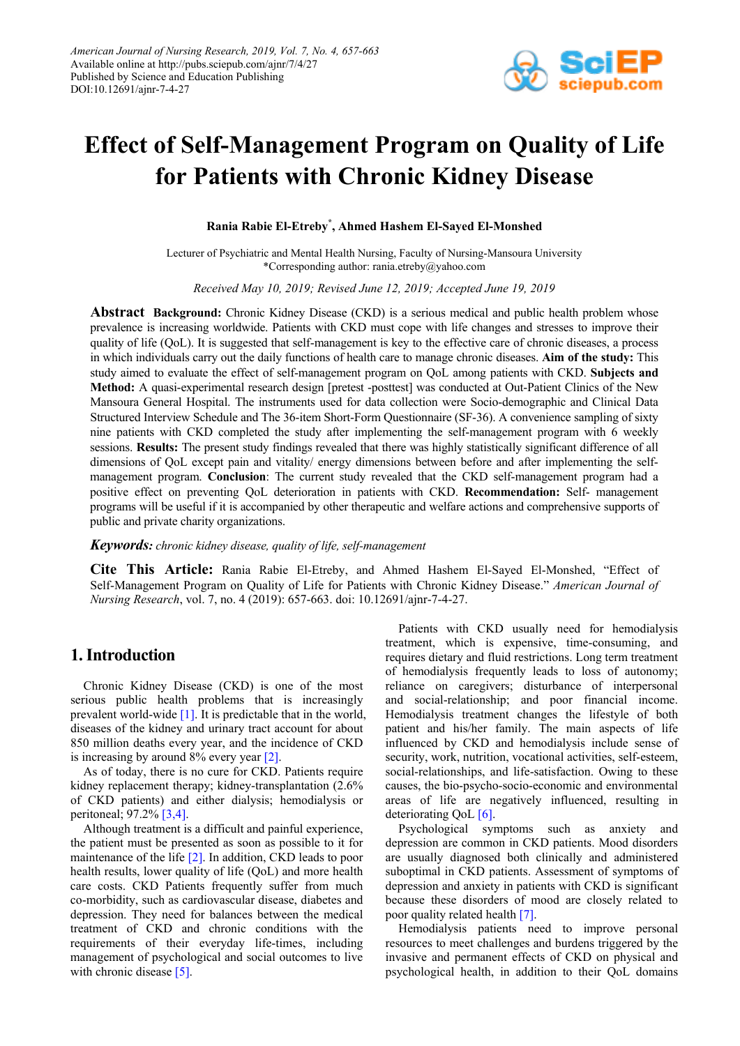# Effect of Self-Management Program on Quality of Life for Patients with Chronic Kidney Disease

**Rania Rabie El-Etreby[*], Ahmed Hashem El-Sayed El-Monshed**

Lecturer of Psychiatric and Mental Health Nursing, Faculty of Nursing-Mansoura University
*Corresponding author: rania.etreby@yahoo.com

*Received May 10, 2019; Revised June 12, 2019; Accepted June 19, 2019*

**Abstract** **Background:** Chronic Kidney Disease (CKD) is a serious medical and public health problem whose prevalence is increasing worldwide. Patients with CKD must cope with life changes and stresses to improve their quality of life (QoL). It is suggested that self-management is key to the effective care of chronic diseases, a process in which individuals carry out the daily functions of health care to manage chronic diseases. **Aim of the study:** This study aimed to evaluate the effect of self-management program on QoL among patients with CKD. **Subjects and Method:** A quasi-experimental research design [pretest -posttest] was conducted at Out-Patient Clinics of the New Mansoura General Hospital. The instruments used for data collection were Socio-demographic and Clinical Data Structured Interview Schedule and The 36-item Short-Form Questionnaire (SF-36). A convenience sampling of sixty nine patients with CKD completed the study after implementing the self-management program with 6 weekly sessions. **Results:** The present study findings revealed that there was highly statistically significant difference of all dimensions of QoL except pain and vitality/ energy dimensions between before and after implementing the self-management program. **Conclusion**: The current study revealed that the CKD self-management program had a positive effect on preventing QoL deterioration in patients with CKD. **Recommendation:** Self- management programs will be useful if it is accompanied by other therapeutic and welfare actions and comprehensive supports of public and private charity organizations.

***Keywords:*** *chronic kidney disease, quality of life, self-management*

**Cite This Article:** Rania Rabie El-Etreby, and Ahmed Hashem El-Sayed El-Monshed, "Effect of Self-Management Program on Quality of Life for Patients with Chronic Kidney Disease." *American Journal of Nursing Research*, vol. 7, no. 4 (2019): 657-663. doi: 10.12691/ajnr-7-4-27.

## 1. Introduction

Chronic Kidney Disease (CKD) is one of the most serious public health problems that is increasingly prevalent world-wide [1]. It is predictable that in the world, diseases of the kidney and urinary tract account for about 850 million deaths every year, and the incidence of CKD is increasing by around 8% every year [2].

As of today, there is no cure for CKD. Patients require kidney replacement therapy; kidney-transplantation (2.6% of CKD patients) and either dialysis; hemodialysis or peritoneal; 97.2% [3,4].

Although treatment is a difficult and painful experience, the patient must be presented as soon as possible to it for maintenance of the life [2]. In addition, CKD leads to poor health results, lower quality of life (QoL) and more health care costs. CKD Patients frequently suffer from much co-morbidity, such as cardiovascular disease, diabetes and depression. They need for balances between the medical treatment of CKD and chronic conditions with the requirements of their everyday life-times, including management of psychological and social outcomes to live with chronic disease [5].

Patients with CKD usually need for hemodialysis treatment, which is expensive, time-consuming, and requires dietary and fluid restrictions. Long term treatment of hemodialysis frequently leads to loss of autonomy; reliance on caregivers; disturbance of interpersonal and social-relationship; and poor financial income. Hemodialysis treatment changes the lifestyle of both patient and his/her family. The main aspects of life influenced by CKD and hemodialysis include sense of security, work, nutrition, vocational activities, self-esteem, social-relationships, and life-satisfaction. Owing to these causes, the bio-psycho-socio-economic and environmental areas of life are negatively influenced, resulting in deteriorating QoL [6].

Psychological symptoms such as anxiety and depression are common in CKD patients. Mood disorders are usually diagnosed both clinically and administered suboptimal in CKD patients. Assessment of symptoms of depression and anxiety in patients with CKD is significant because these disorders of mood are closely related to poor quality related health [7].

Hemodialysis patients need to improve personal resources to meet challenges and burdens triggered by the invasive and permanent effects of CKD on physical and psychological health, in addition to their QoL domains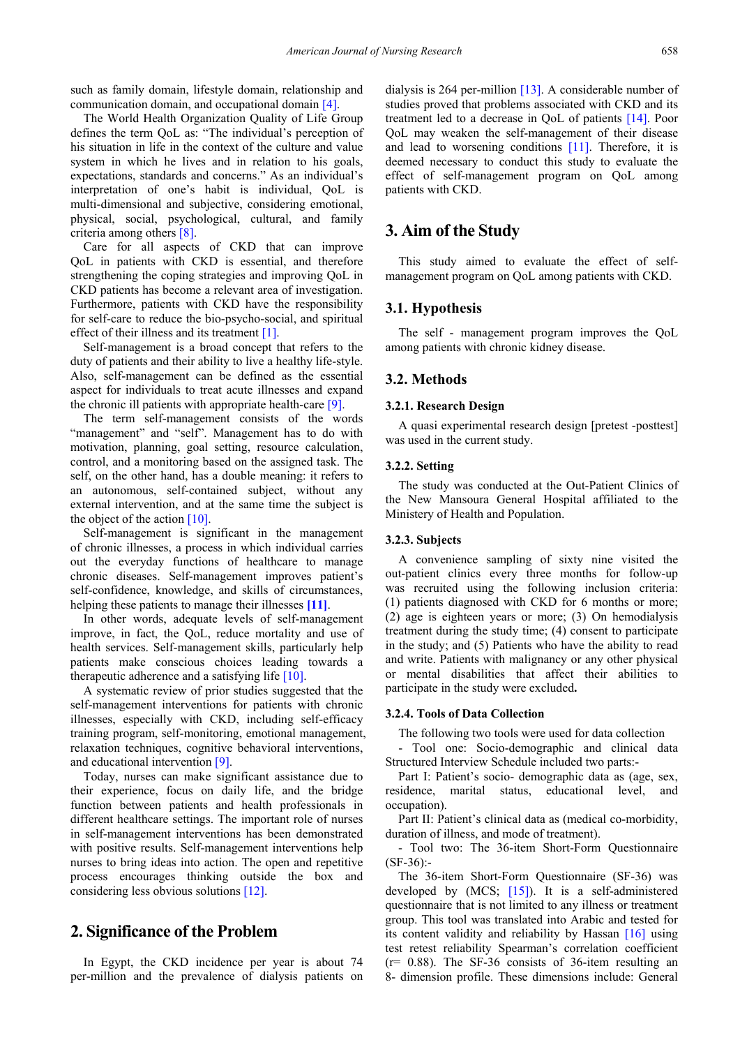such as family domain, lifestyle domain, relationship and communication domain, and occupational domain [4].

The World Health Organization Quality of Life Group defines the term QoL as: "The individual's perception of his situation in life in the context of the culture and value system in which he lives and in relation to his goals, expectations, standards and concerns." As an individual's interpretation of one's habit is individual, QoL is multi-dimensional and subjective, considering emotional, physical, social, psychological, cultural, and family criteria among others [8].

Care for all aspects of CKD that can improve QoL in patients with CKD is essential, and therefore strengthening the coping strategies and improving QoL in CKD patients has become a relevant area of investigation. Furthermore, patients with CKD have the responsibility for self-care to reduce the bio-psycho-social, and spiritual effect of their illness and its treatment [1].

Self-management is a broad concept that refers to the duty of patients and their ability to live a healthy life-style. Also, self-management can be defined as the essential aspect for individuals to treat acute illnesses and expand the chronic ill patients with appropriate health-care [9].

The term self-management consists of the words "management" and "self". Management has to do with motivation, planning, goal setting, resource calculation, control, and a monitoring based on the assigned task. The self, on the other hand, has a double meaning: it refers to an autonomous, self-contained subject, without any external intervention, and at the same time the subject is the object of the action [10].

Self-management is significant in the management of chronic illnesses, a process in which individual carries out the everyday functions of healthcare to manage chronic diseases. Self-management improves patient's self-confidence, knowledge, and skills of circumstances, helping these patients to manage their illnesses **[11]**.

In other words, adequate levels of self-management improve, in fact, the QoL, reduce mortality and use of health services. Self-management skills, particularly help patients make conscious choices leading towards a therapeutic adherence and a satisfying life [10].

A systematic review of prior studies suggested that the self-management interventions for patients with chronic illnesses, especially with CKD, including self-efficacy training program, self-monitoring, emotional management, relaxation techniques, cognitive behavioral interventions, and educational intervention [9].

Today, nurses can make significant assistance due to their experience, focus on daily life, and the bridge function between patients and health professionals in different healthcare settings. The important role of nurses in self-management interventions has been demonstrated with positive results. Self-management interventions help nurses to bring ideas into action. The open and repetitive process encourages thinking outside the box and considering less obvious solutions [12].

## 2. Significance of the Problem

In Egypt, the CKD incidence per year is about 74 per-million and the prevalence of dialysis patients on dialysis is 264 per-million [13]. A considerable number of studies proved that problems associated with CKD and its treatment led to a decrease in QoL of patients [14]. Poor QoL may weaken the self-management of their disease and lead to worsening conditions [11]. Therefore, it is deemed necessary to conduct this study to evaluate the effect of self-management program on QoL among patients with CKD.

## 3. Aim of the Study

This study aimed to evaluate the effect of self-management program on QoL among patients with CKD.

### 3.1. Hypothesis

The self - management program improves the QoL among patients with chronic kidney disease.

### 3.2. Methods

#### 3.2.1. Research Design

A quasi experimental research design [pretest -posttest] was used in the current study.

#### 3.2.2. Setting

The study was conducted at the Out-Patient Clinics of the New Mansoura General Hospital affiliated to the Ministry of Health and Population.

#### 3.2.3. Subjects

A convenience sampling of sixty nine visited the out-patient clinics every three months for follow-up was recruited using the following inclusion criteria: (1) patients diagnosed with CKD for 6 months or more; (2) age is eighteen years or more; (3) On hemodialysis treatment during the study time; (4) consent to participate in the study; and (5) Patients who have the ability to read and write. Patients with malignancy or any other physical or mental disabilities that affect their abilities to participate in the study were excluded**.**

#### 3.2.4. Tools of Data Collection

The following two tools were used for data collection

- Tool one: Socio-demographic and clinical data Structured Interview Schedule included two parts:-

Part I: Patient's socio- demographic data as (age, sex, residence, marital status, educational level, and occupation).

Part II: Patient's clinical data as (medical co-morbidity, duration of illness, and mode of treatment).

- Tool two: The 36-item Short-Form Questionnaire (SF-36):-

The 36-item Short-Form Questionnaire (SF-36) was developed by (MCS; [15]). It is a self-administered questionnaire that is not limited to any illness or treatment group. This tool was translated into Arabic and tested for its content validity and reliability by Hassan [16] using test retest reliability Spearman's correlation coefficient (r= 0.88). The SF-36 consists of 36-item resulting an 8- dimension profile. These dimensions include: General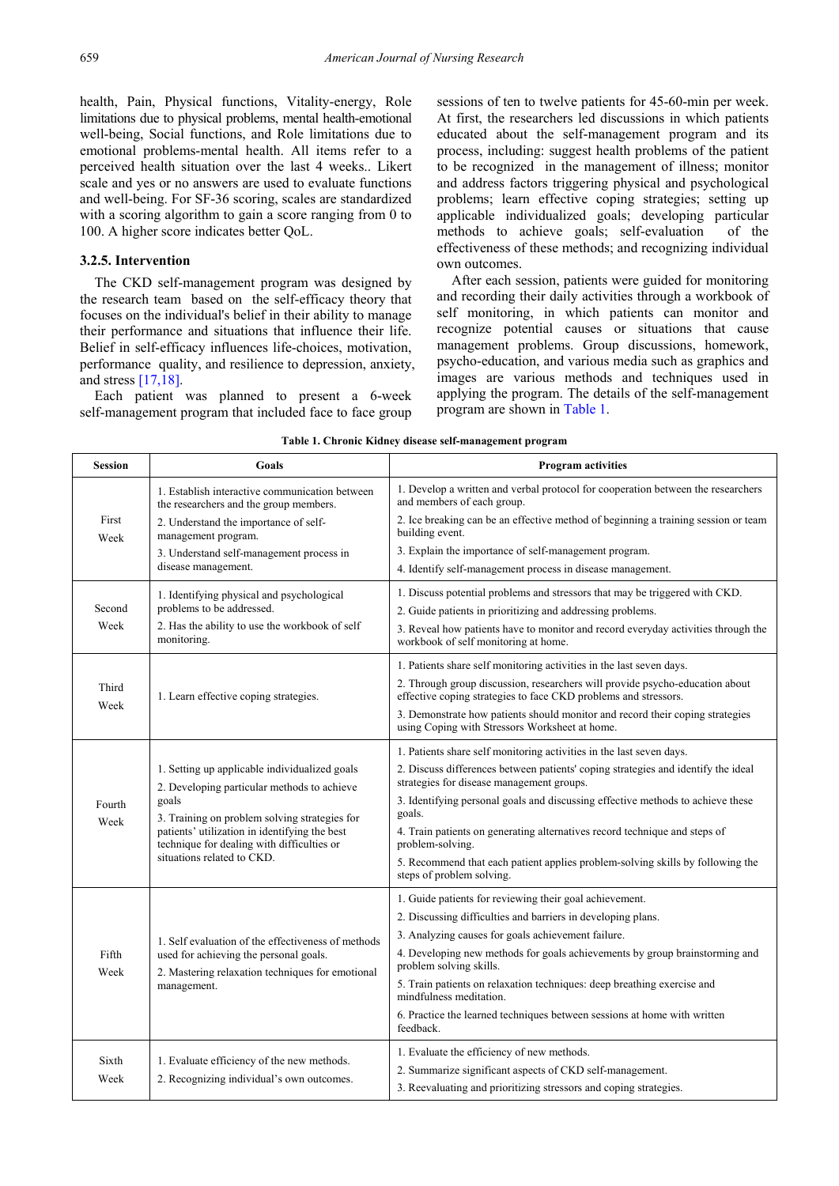health, Pain, Physical functions, Vitality-energy, Role limitations due to physical problems, mental health-emotional well-being, Social functions, and Role limitations due to emotional problems-mental health. All items refer to a perceived health situation over the last 4 weeks.. Likert scale and yes or no answers are used to evaluate functions and well-being. For SF-36 scoring, scales are standardized with a scoring algorithm to gain a score ranging from 0 to 100. A higher score indicates better QoL.

### 3.2.5. Intervention

The CKD self-management program was designed by the research team based on the self-efficacy theory that focuses on the individual's belief in their ability to manage their performance and situations that influence their life. Belief in self-efficacy influences life-choices, motivation, performance quality, and resilience to depression, anxiety, and stress [17,18].

Each patient was planned to present a 6-week self-management program that included face to face group sessions of ten to twelve patients for 45-60-min per week. At first, the researchers led discussions in which patients educated about the self-management program and its process, including: suggest health problems of the patient to be recognized in the management of illness; monitor and address factors triggering physical and psychological problems; learn effective coping strategies; setting up applicable individualized goals; developing particular methods to achieve goals; self-evaluation of the effectiveness of these methods; and recognizing individual own outcomes.

After each session, patients were guided for monitoring and recording their daily activities through a workbook of self monitoring, in which patients can monitor and recognize potential causes or situations that cause management problems. Group discussions, homework, psycho-education, and various media such as graphics and images are various methods and techniques used in applying the program. The details of the self-management program are shown in Table 1.

**Table 1. Chronic Kidney disease self-management program**

| Session | Goals | Program activities |
|---|---|---|
| First Week | 1. Establish interactive communication between the researchers and the group members.<br>2. Understand the importance of self-management program.<br>3. Understand self-management process in disease management. | 1. Develop a written and verbal protocol for cooperation between the researchers and members of each group.<br>2. Ice breaking can be an effective method of beginning a training session or team building event.<br>3. Explain the importance of self-management program.<br>4. Identify self-management process in disease management. |
| Second Week | 1. Identifying physical and psychological problems to be addressed.<br>2. Has the ability to use the workbook of self monitoring. | 1. Discuss potential problems and stressors that may be triggered with CKD.<br>2. Guide patients in prioritizing and addressing problems.<br>3. Reveal how patients have to monitor and record everyday activities through the workbook of self monitoring at home. |
| Third Week | 1. Learn effective coping strategies. | 1. Patients share self monitoring activities in the last seven days.<br>2. Through group discussion, researchers will provide psycho-education about effective coping strategies to face CKD problems and stressors.<br>3. Demonstrate how patients should monitor and record their coping strategies using Coping with Stressors Worksheet at home. |
| Fourth Week | 1. Setting up applicable individualized goals<br>2. Developing particular methods to achieve goals<br>3. Training on problem solving strategies for patients' utilization in identifying the best technique for dealing with difficulties or situations related to CKD. | 1. Patients share self monitoring activities in the last seven days.<br>2. Discuss differences between patients' coping strategies and identify the ideal strategies for disease management groups.<br>3. Identifying personal goals and discussing effective methods to achieve these goals.<br>4. Train patients on generating alternatives record technique and steps of problem-solving.<br>5. Recommend that each patient applies problem-solving skills by following the steps of problem solving. |
| Fifth Week | 1. Self evaluation of the effectiveness of methods used for achieving the personal goals.<br>2. Mastering relaxation techniques for emotional management. | 1. Guide patients for reviewing their goal achievement.<br>2. Discussing difficulties and barriers in developing plans.<br>3. Analyzing causes for goals achievement failure.<br>4. Developing new methods for goals achievements by group brainstorming and problem solving skills.<br>5. Train patients on relaxation techniques: deep breathing exercise and mindfulness meditation.<br>6. Practice the learned techniques between sessions at home with written feedback. |
| Sixth Week | 1. Evaluate efficiency of the new methods.<br>2. Recognizing individual's own outcomes. | 1. Evaluate the efficiency of new methods.<br>2. Summarize significant aspects of CKD self-management.<br>3. Reevaluating and prioritizing stressors and coping strategies. |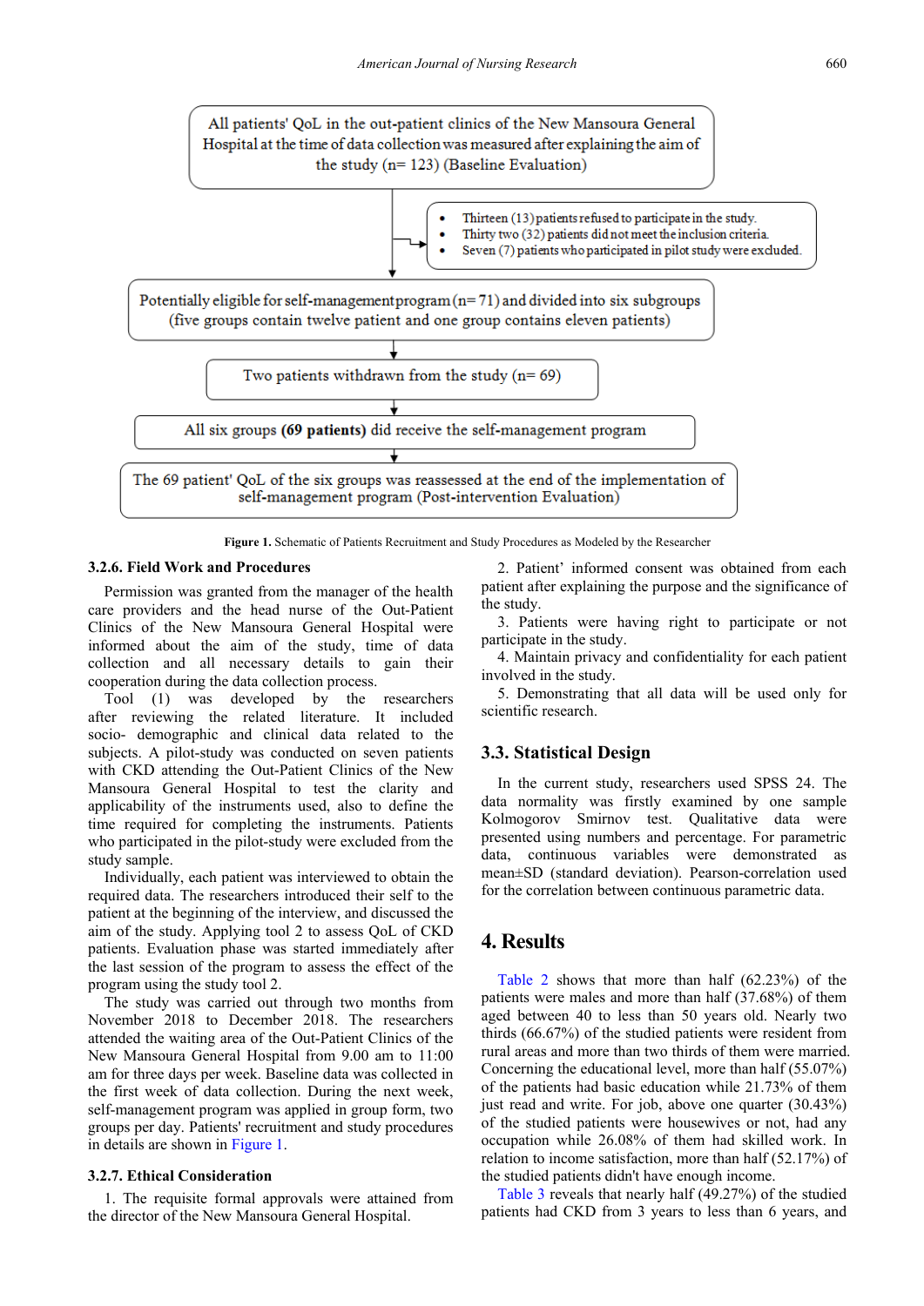All patients' QoL in the out-patient clinics of the New Mansoura General Hospital at the time of data collection was measured after explaining the aim of the study (n= 123) (Baseline Evaluation)

- Thirteen (13) patients refused to participate in the study.
- Thirty two (32) patients did not meet the inclusion criteria.
- Seven (7) patients who participated in pilot study were excluded.

Potentially eligible for self-management program (n= 71) and divided into six subgroups (five groups contain twelve patient and one group contains eleven patients)

Two patients withdrawn from the study (n= 69)

All six groups **(69 patients)** did receive the self-management program

The 69 patient' QoL of the six groups was reassessed at the end of the implementation of self-management program (Post-intervention Evaluation)

**Figure 1.** Schematic of Patients Recruitment and Study Procedures as Modeled by the Researcher

### 3.2.6. Field Work and Procedures

Permission was granted from the manager of the health care providers and the head nurse of the Out-Patient Clinics of the New Mansoura General Hospital were informed about the aim of the study, time of data collection and all necessary details to gain their cooperation during the data collection process.

Tool (1) was developed by the researchers after reviewing the related literature. It included socio- demographic and clinical data related to the subjects. A pilot-study was conducted on seven patients with CKD attending the Out-Patient Clinics of the New Mansoura General Hospital to test the clarity and applicability of the instruments used, also to define the time required for completing the instruments. Patients who participated in the pilot-study were excluded from the study sample.

Individually, each patient was interviewed to obtain the required data. The researchers introduced their self to the patient at the beginning of the interview, and discussed the aim of the study. Applying tool 2 to assess QoL of CKD patients. Evaluation phase was started immediately after the last session of the program to assess the effect of the program using the study tool 2.

The study was carried out through two months from November 2018 to December 2018. The researchers attended the waiting area of the Out-Patient Clinics of the New Mansoura General Hospital from 9.00 am to 11:00 am for three days per week. Baseline data was collected in the first week of data collection. During the next week, self-management program was applied in group form, two groups per day. Patients' recruitment and study procedures in details are shown in Figure 1.

### 3.2.7. Ethical Consideration

1. The requisite formal approvals were attained from the director of the New Mansoura General Hospital.

2. Patient' informed consent was obtained from each patient after explaining the purpose and the significance of the study.

3. Patients were having right to participate or not participate in the study.

4. Maintain privacy and confidentiality for each patient involved in the study.

5. Demonstrating that all data will be used only for scientific research.

## 3.3. Statistical Design

In the current study, researchers used SPSS 24. The data normality was firstly examined by one sample Kolmogorov Smirnov test. Qualitative data were presented using numbers and percentage. For parametric data, continuous variables were demonstrated as mean±SD (standard deviation). Pearson-correlation used for the correlation between continuous parametric data.

# 4. Results

Table 2 shows that more than half (62.23%) of the patients were males and more than half (37.68%) of them aged between 40 to less than 50 years old. Nearly two thirds (66.67%) of the studied patients were resident from rural areas and more than two thirds of them were married. Concerning the educational level, more than half (55.07%) of the patients had basic education while 21.73% of them just read and write. For job, above one quarter (30.43%) of the studied patients were housewives or not, had any occupation while 26.08% of them had skilled work. In relation to income satisfaction, more than half (52.17%) of the studied patients didn't have enough income.

Table 3 reveals that nearly half (49.27%) of the studied patients had CKD from 3 years to less than 6 years, and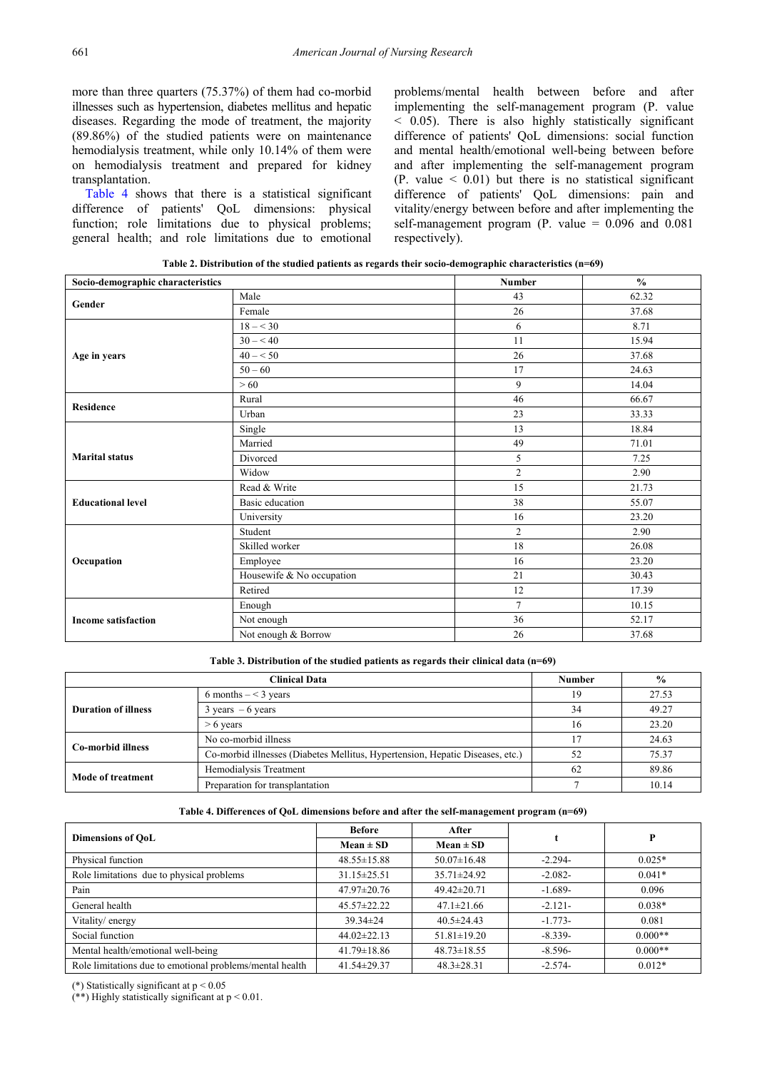more than three quarters (75.37%) of them had co-morbid illnesses such as hypertension, diabetes mellitus and hepatic diseases. Regarding the mode of treatment, the majority (89.86%) of the studied patients were on maintenance hemodialysis treatment, while only 10.14% of them were on hemodialysis treatment and prepared for kidney transplantation.

Table 4 shows that there is a statistical significant difference of patients' QoL dimensions: physical function; role limitations due to physical problems; general health; and role limitations due to emotional problems/mental health between before and after implementing the self-management program (P. value < 0.05). There is also highly statistically significant difference of patients' QoL dimensions: social function and mental health/emotional well-being between before and after implementing the self-management program (P. value < 0.01) but there is no statistical significant difference of patients' QoL dimensions: pain and vitality/energy between before and after implementing the self-management program (P. value = 0.096 and 0.081 respectively).

**Table 2. Distribution of the studied patients as regards their socio-demographic characteristics (n=69)**

| Socio-demographic characteristics | | Number | % |
|---|---|---|---|
| **Gender** | Male | 43 | 62.32 |
| | Female | 26 | 37.68 |
| **Age in years** | 18 – < 30 | 6 | 8.71 |
| | 30 – < 40 | 11 | 15.94 |
| | 40 – < 50 | 26 | 37.68 |
| | 50 – 60 | 17 | 24.63 |
| | > 60 | 9 | 14.04 |
| **Residence** | Rural | 46 | 66.67 |
| | Urban | 23 | 33.33 |
| **Marital status** | Single | 13 | 18.84 |
| | Married | 49 | 71.01 |
| | Divorced | 5 | 7.25 |
| | Widow | 2 | 2.90 |
| **Educational level** | Read & Write | 15 | 21.73 |
| | Basic education | 38 | 55.07 |
| | University | 16 | 23.20 |
| **Occupation** | Student | 2 | 2.90 |
| | Skilled worker | 18 | 26.08 |
| | Employee | 16 | 23.20 |
| | Housewife & No occupation | 21 | 30.43 |
| | Retired | 12 | 17.39 |
| **Income satisfaction** | Enough | 7 | 10.15 |
| | Not enough | 36 | 52.17 |
| | Not enough & Borrow | 26 | 37.68 |

**Table 3. Distribution of the studied patients as regards their clinical data (n=69)**

| Clinical Data | | Number | % |
|---|---|---|---|
| **Duration of illness** | 6 months – < 3 years | 19 | 27.53 |
| | 3 years – 6 years | 34 | 49.27 |
| | > 6 years | 16 | 23.20 |
| **Co-morbid illness** | No co-morbid illness | 17 | 24.63 |
| | Co-morbid illnesses (Diabetes Mellitus, Hypertension, Hepatic Diseases, etc.) | 52 | 75.37 |
| **Mode of treatment** | Hemodialysis Treatment | 62 | 89.86 |
| | Preparation for transplantation | 7 | 10.14 |

**Table 4. Differences of QoL dimensions before and after the self-management program (n=69)**

| Dimensions of QoL | Before | After | t | P |
|---|---|---|---|---|
| | Mean ± SD | Mean ± SD | | |
| Physical function | 48.55±15.88 | 50.07±16.48 | -2.294- | 0.025* |
| Role limitations due to physical problems | 31.15±25.51 | 35.71±24.92 | -2.082- | 0.041* |
| Pain | 47.97±20.76 | 49.42±20.71 | -1.689- | 0.096 |
| General health | 45.57±22.22 | 47.1±21.66 | -2.121- | 0.038* |
| Vitality/ energy | 39.34±24 | 40.5±24.43 | -1.773- | 0.081 |
| Social function | 44.02±22.13 | 51.81±19.20 | -8.339- | 0.000** |
| Mental health/emotional well-being | 41.79±18.86 | 48.73±18.55 | -8.596- | 0.000** |
| Role limitations due to emotional problems/mental health | 41.54±29.37 | 48.3±28.31 | -2.574- | 0.012* |

(*) Statistically significant at $p < 0.05$

(**) Highly statistically significant at $p < 0.01$.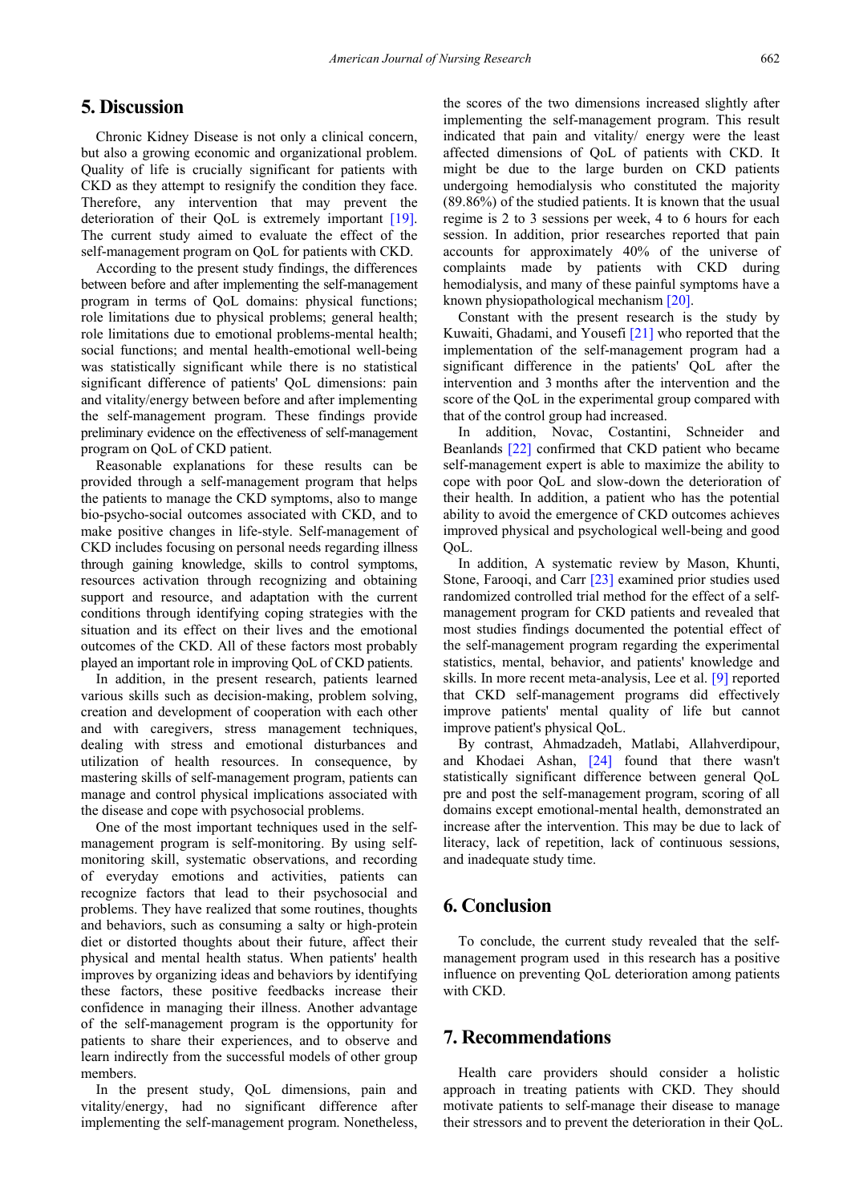## 5. Discussion

Chronic Kidney Disease is not only a clinical concern, but also a growing economic and organizational problem. Quality of life is crucially significant for patients with CKD as they attempt to resignify the condition they face. Therefore, any intervention that may prevent the deterioration of their QoL is extremely important [19]. The current study aimed to evaluate the effect of the self-management program on QoL for patients with CKD.

According to the present study findings, the differences between before and after implementing the self-management program in terms of QoL domains: physical functions; role limitations due to physical problems; general health; role limitations due to emotional problems-mental health; social functions; and mental health-emotional well-being was statistically significant while there is no statistical significant difference of patients' QoL dimensions: pain and vitality/energy between before and after implementing the self-management program. These findings provide preliminary evidence on the effectiveness of self-management program on QoL of CKD patient.

Reasonable explanations for these results can be provided through a self-management program that helps the patients to mange the CKD symptoms, also to manage bio-psycho-social outcomes associated with CKD, and to make positive changes in life-style. Self-management of CKD includes focusing on personal needs regarding illness through gaining knowledge, skills to control symptoms, resources activation through recognizing and obtaining support and resource, and adaptation with the current conditions through identifying coping strategies with the situation and its effect on their lives and the emotional outcomes of the CKD. All of these factors most probably played an important role in improving QoL of CKD patients.

In addition, in the present research, patients learned various skills such as decision-making, problem solving, creation and development of cooperation with each other and with caregivers, stress management techniques, dealing with stress and emotional disturbances and utilization of health resources. In consequence, by mastering skills of self-management program, patients can manage and control physical implications associated with the disease and cope with psychosocial problems.

One of the most important techniques used in the self-management program is self-monitoring. By using self-monitoring skill, systematic observations, and recording of everyday emotions and activities, patients can recognize factors that lead to their psychosocial and problems. They have realized that some routines, thoughts and behaviors, such as consuming a salty or high-protein diet or distorted thoughts about their future, affect their physical and mental health status. When patients' health improves by organizing ideas and behaviors by identifying these factors, these positive feedbacks increase their confidence in managing their illness. Another advantage of the self-management program is the opportunity for patients to share their experiences, and to observe and learn indirectly from the successful models of other group members.

In the present study, QoL dimensions, pain and vitality/energy, had no significant difference after implementing the self-management program. Nonetheless, the scores of the two dimensions increased slightly after implementing the self-management program. This result indicated that pain and vitality/ energy were the least affected dimensions of QoL of patients with CKD. It might be due to the large burden on CKD patients undergoing hemodialysis who constituted the majority (89.86%) of the studied patients. It is known that the usual regime is 2 to 3 sessions per week, 4 to 6 hours for each session. In addition, prior researches reported that pain accounts for approximately 40% of the universe of complaints made by patients with CKD during hemodialysis, and many of these painful symptoms have a known physiopathological mechanism [20].

Constant with the present research is the study by Kuwaiti, Ghadami, and Yousefi [21] who reported that the implementation of the self-management program had a significant difference in the patients' QoL after the intervention and 3 months after the intervention and the score of the QoL in the experimental group compared with that of the control group had increased.

In addition, Novac, Costantini, Schneider and Beanlands [22] confirmed that CKD patient who became self-management expert is able to maximize the ability to cope with poor QoL and slow-down the deterioration of their health. In addition, a patient who has the potential ability to avoid the emergence of CKD outcomes achieves improved physical and psychological well-being and good QoL.

In addition, A systematic review by Mason, Khunti, Stone, Farooqi, and Carr [23] examined prior studies used randomized controlled trial method for the effect of a self-management program for CKD patients and revealed that most studies findings documented the potential effect of the self-management program regarding the experimental statistics, mental, behavior, and patients' knowledge and skills. In more recent meta-analysis, Lee et al. [9] reported that CKD self-management programs did effectively improve patients' mental quality of life but cannot improve patient's physical QoL.

By contrast, Ahmadzadeh, Matlabi, Allahverdipour, and Khodaei Ashan, [24] found that there wasn't statistically significant difference between general QoL pre and post the self-management program, scoring of all domains except emotional-mental health, demonstrated an increase after the intervention. This may be due to lack of literacy, lack of repetition, lack of continuous sessions, and inadequate study time.

## 6. Conclusion

To conclude, the current study revealed that the self-management program used in this research has a positive influence on preventing QoL deterioration among patients with CKD.

## 7. Recommendations

Health care providers should consider a holistic approach in treating patients with CKD. They should motivate patients to self-manage their disease to manage their stressors and to prevent the deterioration in their QoL.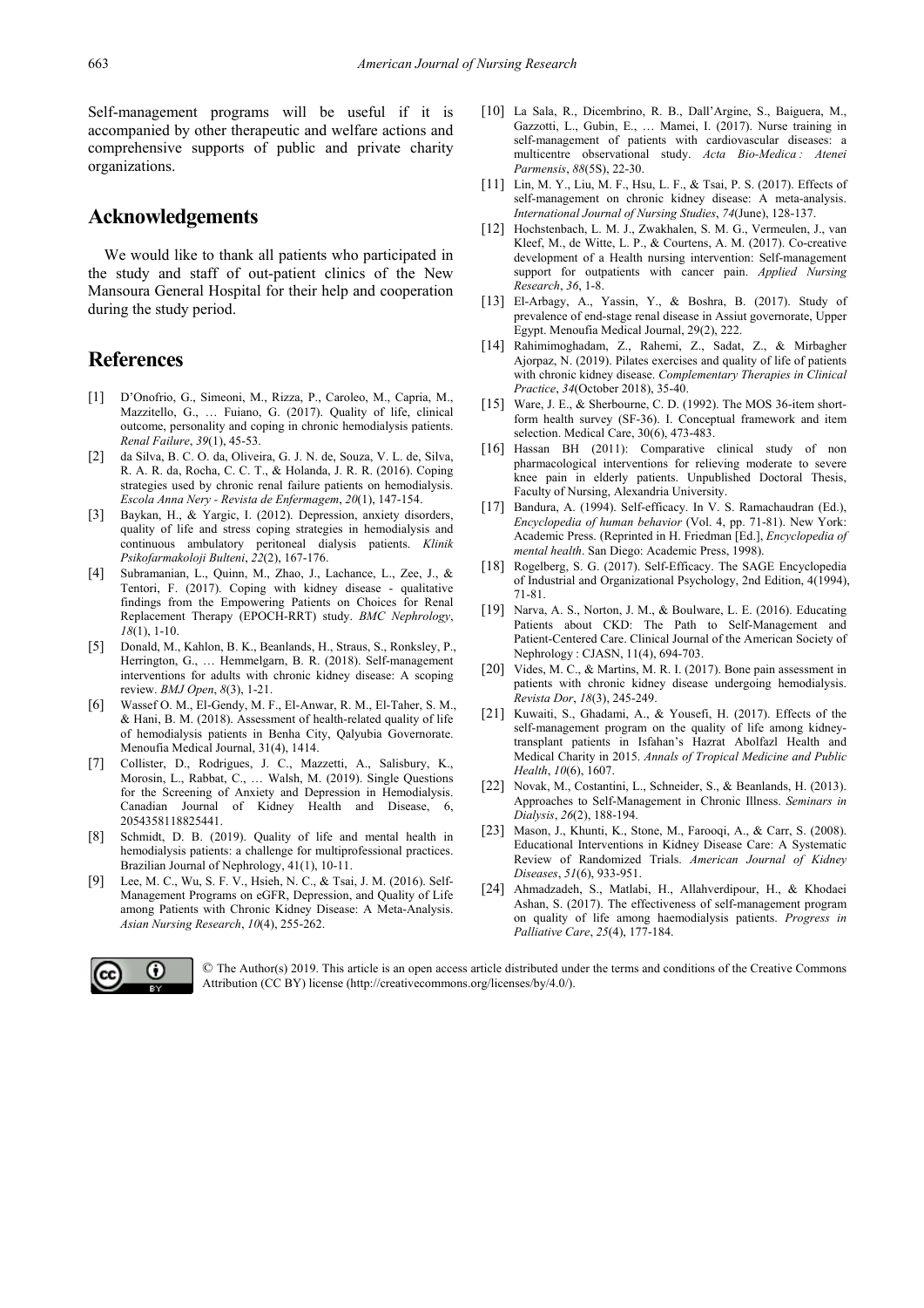Self-management programs will be useful if it is accompanied by other therapeutic and welfare actions and comprehensive supports of public and private charity organizations.

## Acknowledgements

We would like to thank all patients who participated in the study and staff of out-patient clinics of the New Mansoura General Hospital for their help and cooperation during the study period.

## References

[1] D'Onofrio, G., Simeoni, M., Rizza, P., Caroleo, M., Capria, M., Mazzitello, G., … Fuiano, G. (2017). Quality of life, clinical outcome, personality and coping in chronic hemodialysis patients. *Renal Failure*, *39*(1), 45-53.

[2] da Silva, B. C. O. da, Oliveira, G. J. N. de, Souza, V. L. de, Silva, R. A. R. da, Rocha, C. C. T., & Holanda, J. R. R. (2016). Coping strategies used by chronic renal failure patients on hemodialysis. *Escola Anna Nery - Revista de Enfermagem*, *20*(1), 147-154.

[3] Baykan, H., & Yargic, I. (2012). Depression, anxiety disorders, quality of life and stress coping strategies in hemodialysis and continuous ambulatory peritoneal dialysis patients. *Klinik Psikofarmakoloji Bulteni*, *22*(2), 167-176.

[4] Subramanian, L., Quinn, M., Zhao, J., Lachance, L., Zee, J., & Tentori, F. (2017). Coping with kidney disease - qualitative findings from the Empowering Patients on Choices for Renal Replacement Therapy (EPOCH-RRT) study. *BMC Nephrology*, *18*(1), 1-10.

[5] Donald, M., Kahlon, B. K., Beanlands, H., Straus, S., Ronksley, P., Herrington, G., … Hemmelgarn, B. R. (2018). Self-management interventions for adults with chronic kidney disease: A scoping review. *BMJ Open*, *8*(3), 1-21.

[6] Wassef O. M., El-Gendy, M. F., El-Anwar, R. M., El-Taher, S. M., & Hani, B. M. (2018). Assessment of health-related quality of life of hemodialysis patients in Benha City, Qalyubia Governorate. Menoufia Medical Journal, 31(4), 1414.

[7] Collister, D., Rodrigues, J. C., Mazzetti, A., Salisbury, K., Morosin, L., Rabbat, C., … Walsh, M. (2019). Single Questions for the Screening of Anxiety and Depression in Hemodialysis. Canadian Journal of Kidney Health and Disease, 6, 2054358118825441.

[8] Schmidt, D. B. (2019). Quality of life and mental health in hemodialysis patients: a challenge for multiprofessional practices. Brazilian Journal of Nephrology, 41(1), 10-11.

[9] Lee, M. C., Wu, S. F. V., Hsieh, N. C., & Tsai, J. M. (2016). Self-Management Programs on eGFR, Depression, and Quality of Life among Patients with Chronic Kidney Disease: A Meta-Analysis. *Asian Nursing Research*, *10*(4), 255-262.

[10] La Sala, R., Dicembrino, R. B., Dall'Argine, S., Baiguera, M., Gazzotti, L., Gubin, E., … Mamei, I. (2017). Nurse training in self-management of patients with cardiovascular diseases: a multicentre observational study. *Acta Bio-Medica : Atenei Parmensis*, *88*(5S), 22-30.

[11] Lin, M. Y., Liu, M. F., Hsu, L. F., & Tsai, P. S. (2017). Effects of self-management on chronic kidney disease: A meta-analysis. *International Journal of Nursing Studies*, *74*(June), 128-137.

[12] Hochstenbach, L. M. J., Zwakhalen, S. M. G., Vermeulen, J., van Kleef, M., de Witte, L. P., & Courtens, A. M. (2017). Co-creative development of a Health nursing intervention: Self-management support for outpatients with cancer pain. *Applied Nursing Research*, *36*, 1-8.

[13] El-Arbagy, A., Yassin, Y., & Boshra, B. (2017). Study of prevalence of end-stage renal disease in Assiut governorate, Upper Egypt. Menoufia Medical Journal, 29(2), 222.

[14] Rahimimoghadam, Z., Rahemi, Z., Sadat, Z., & Mirbagher Ajorpaz, N. (2019). Pilates exercises and quality of life of patients with chronic kidney disease. *Complementary Therapies in Clinical Practice*, *34*(October 2018), 35-40.

[15] Ware, J. E., & Sherbourne, C. D. (1992). The MOS 36-item short-form health survey (SF-36). I. Conceptual framework and item selection. Medical Care, 30(6), 473-483.

[16] Hassan BH (2011): Comparative clinical study of non pharmacological interventions for relieving moderate to severe knee pain in elderly patients. Unpublished Doctoral Thesis, Faculty of Nursing, Alexandria University.

[17] Bandura, A. (1994). Self-efficacy. In V. S. Ramachaudran (Ed.), *Encyclopedia of human behavior* (Vol. 4, pp. 71-81). New York: Academic Press. (Reprinted in H. Friedman [Ed.], *Encyclopedia of mental health*. San Diego: Academic Press, 1998).

[18] Rogelberg, S. G. (2017). Self-Efficacy. The SAGE Encyclopedia of Industrial and Organizational Psychology, 2nd Edition, 4(1994), 71-81.

[19] Narva, A. S., Norton, J. M., & Boulware, L. E. (2016). Educating Patients about CKD: The Path to Self-Management and Patient-Centered Care. Clinical Journal of the American Society of Nephrology : CJASN, 11(4), 694-703.

[20] Vides, M. C., & Martins, M. R. I. (2017). Bone pain assessment in patients with chronic kidney disease undergoing hemodialysis. *Revista Dor*, *18*(3), 245-249.

[21] Kuwaiti, S., Ghadami, A., & Yousefi, H. (2017). Effects of the self-management program on the quality of life among kidney-transplant patients in Isfahan's Hazrat Abolfazl Health and Medical Charity in 2015. *Annals of Tropical Medicine and Public Health*, *10*(6), 1607.

[22] Novak, M., Costantini, L., Schneider, S., & Beanlands, H. (2013). Approaches to Self-Management in Chronic Illness. *Seminars in Dialysis*, *26*(2), 188-194.

[23] Mason, J., Khunti, K., Stone, M., Farooqi, A., & Carr, S. (2008). Educational Interventions in Kidney Disease Care: A Systematic Review of Randomized Trials. *American Journal of Kidney Diseases*, *51*(6), 933-951.

[24] Ahmadzadeh, S., Matlabi, H., Allahverdipour, H., & Khodaei Ashan, S. (2017). The effectiveness of self-management program on quality of life among haemodialysis patients. *Progress in Palliative Care*, *25*(4), 177-184.

© The Author(s) 2019. This article is an open access article distributed under the terms and conditions of the Creative Commons Attribution (CC BY) license (http://creativecommons.org/licenses/by/4.0/).